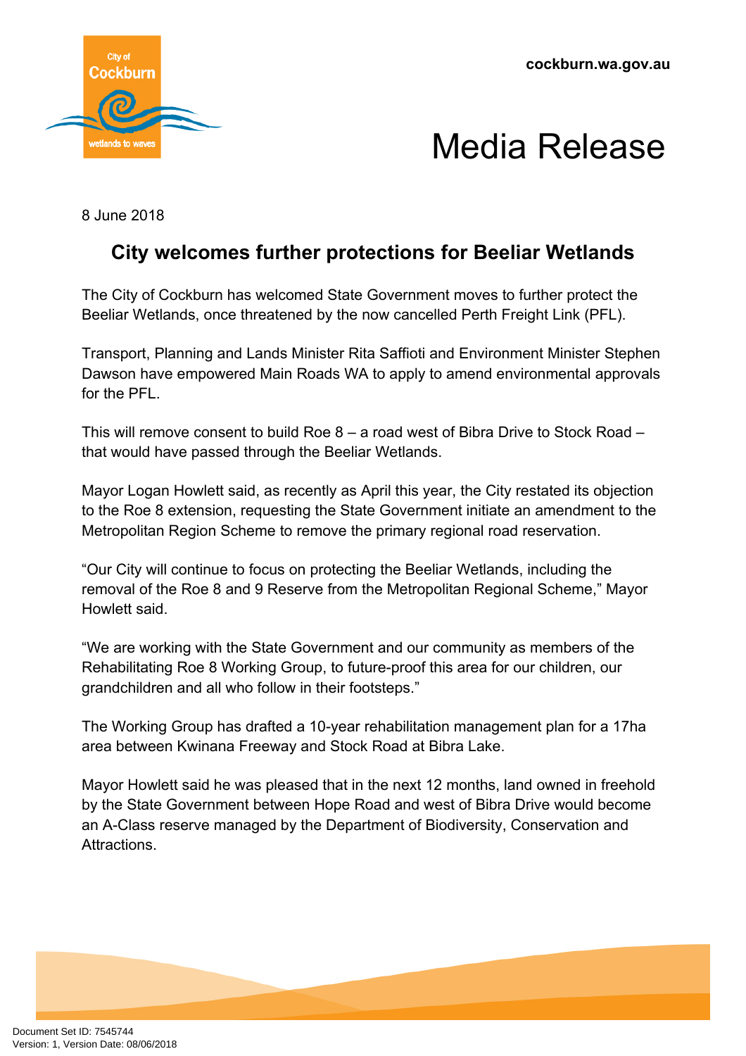cockburn.wa.gov.au

# Media Release

8 June 2018

## City welcomes further protections for Beeliar Wetlands

The City of Cockburn has welcomed State Government moves to further protect the Beeliar Wetlands, once threatened by the now cancelled Perth Freight Link (PFL).

Transport, Planning and Lands Minister Rita Saffioti and Environment Minister Stephen Dawson have empowered Main Roads WA to apply to amend environmental approvals for the PFL.

This will remove consent to build Roe 8 – a road west of Bibra Drive to Stock Road – that would have passed through the Beeliar Wetlands.

Mayor Logan Howlett said, as recently as April this year, the City restated its objection to the Roe 8 extension, requesting the State Government initiate an amendment to the Metropolitan Region Scheme to remove the primary regional road reservation.

"Our City will continue to focus on protecting the Beeliar Wetlands, including the removal of the Roe 8 and 9 Reserve from the Metropolitan Regional Scheme," Mayor Howlett said.

"We are working with the State Government and our community as members of the Rehabilitating Roe 8 Working Group, to future-proof this area for our children, our grandchildren and all who follow in their footsteps."

The Working Group has drafted a 10-year rehabilitation management plan for a 17ha area between Kwinana Freeway and Stock Road at Bibra Lake.

Mayor Howlett said he was pleased that in the next 12 months, land owned in freehold by the State Government between Hope Road and west of Bibra Drive would become an A-Class reserve managed by the Department of Biodiversity, Conservation and Attractions.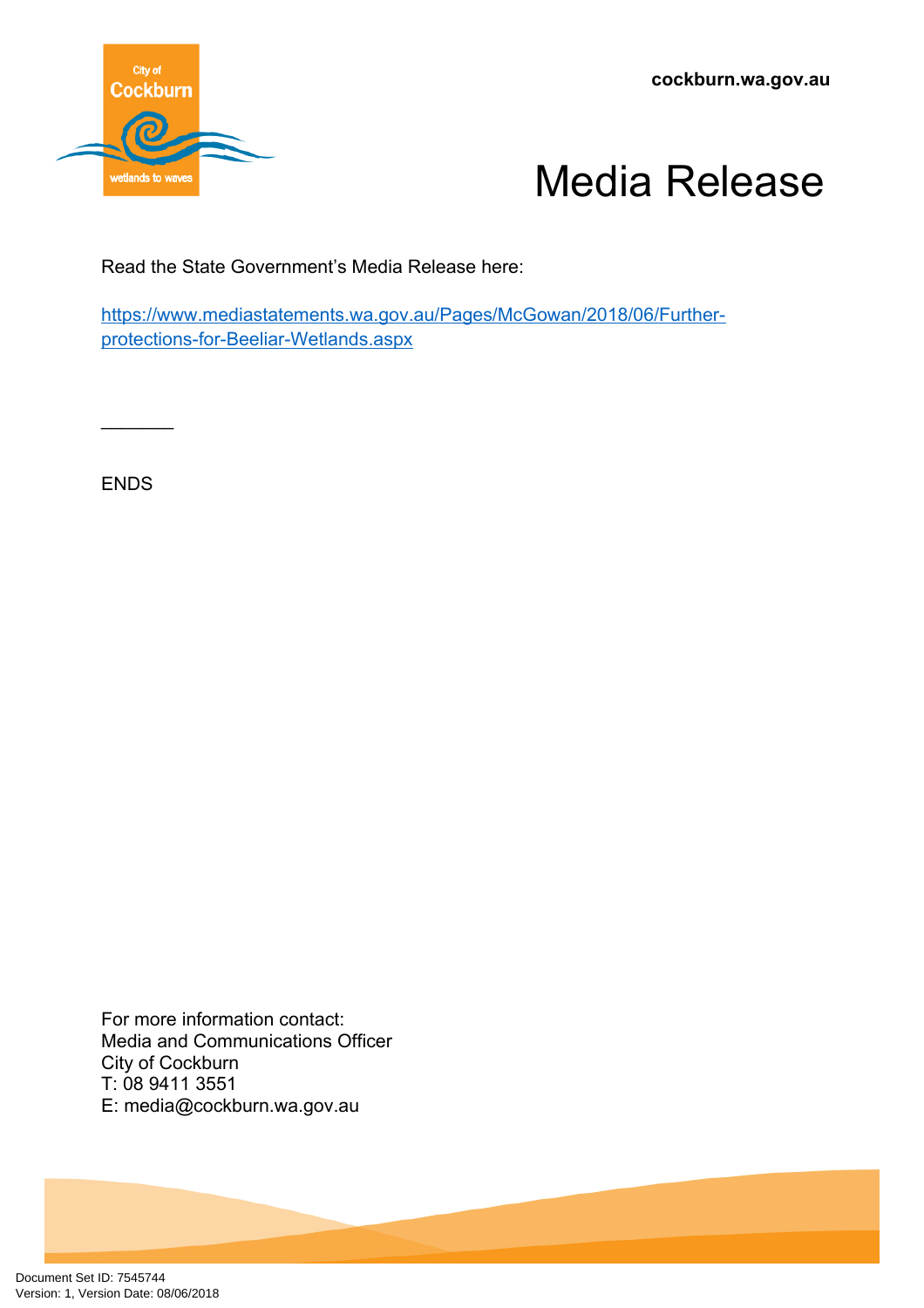Read the State Government's Media Release here:

https://www.mediastatements.wa.gov.au/Pages/McGowan/2018/06/Further-protections-for-Beeliar-Wetlands.aspx

_______

ENDS

For more information contact:
Media and Communications Officer
City of Cockburn
T: 08 9411 3551
E: media@cockburn.wa.gov.au